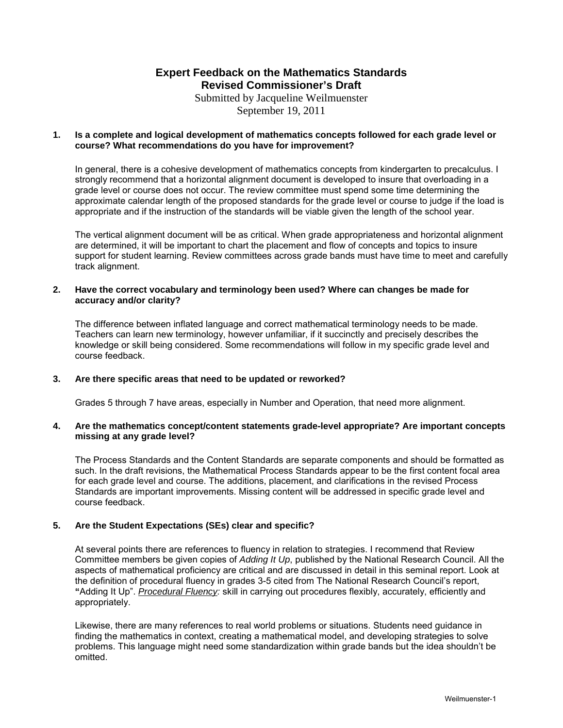# Expert Feedback on the Mathematics Standards
## Revised Commissioner's Draft

Submitted by Jacqueline Weilmuenster
September 19, 2011

**1. Is a complete and logical development of mathematics concepts followed for each grade level or course? What recommendations do you have for improvement?**

In general, there is a cohesive development of mathematics concepts from kindergarten to precalculus. I strongly recommend that a horizontal alignment document is developed to insure that overloading in a grade level or course does not occur. The review committee must spend some time determining the approximate calendar length of the proposed standards for the grade level or course to judge if the load is appropriate and if the instruction of the standards will be viable given the length of the school year.

The vertical alignment document will be as critical. When grade appropriateness and horizontal alignment are determined, it will be important to chart the placement and flow of concepts and topics to insure support for student learning. Review committees across grade bands must have time to meet and carefully track alignment.

**2. Have the correct vocabulary and terminology been used? Where can changes be made for accuracy and/or clarity?**

The difference between inflated language and correct mathematical terminology needs to be made. Teachers can learn new terminology, however unfamiliar, if it succinctly and precisely describes the knowledge or skill being considered. Some recommendations will follow in my specific grade level and course feedback.

**3. Are there specific areas that need to be updated or reworked?**

Grades 5 through 7 have areas, especially in Number and Operation, that need more alignment.

**4. Are the mathematics concept/content statements grade-level appropriate? Are important concepts missing at any grade level?**

The Process Standards and the Content Standards are separate components and should be formatted as such. In the draft revisions, the Mathematical Process Standards appear to be the first content focal area for each grade level and course. The additions, placement, and clarifications in the revised Process Standards are important improvements. Missing content will be addressed in specific grade level and course feedback.

**5. Are the Student Expectations (SEs) clear and specific?**

At several points there are references to fluency in relation to strategies. I recommend that Review Committee members be given copies of *Adding It Up*, published by the National Research Council. All the aspects of mathematical proficiency are critical and are discussed in detail in this seminal report. Look at the definition of procedural fluency in grades 3-5 cited from The National Research Council's report, **"**Adding It Up". *Procedural Fluency:* skill in carrying out procedures flexibly, accurately, efficiently and appropriately.

Likewise, there are many references to real world problems or situations. Students need guidance in finding the mathematics in context, creating a mathematical model, and developing strategies to solve problems. This language might need some standardization within grade bands but the idea shouldn't be omitted.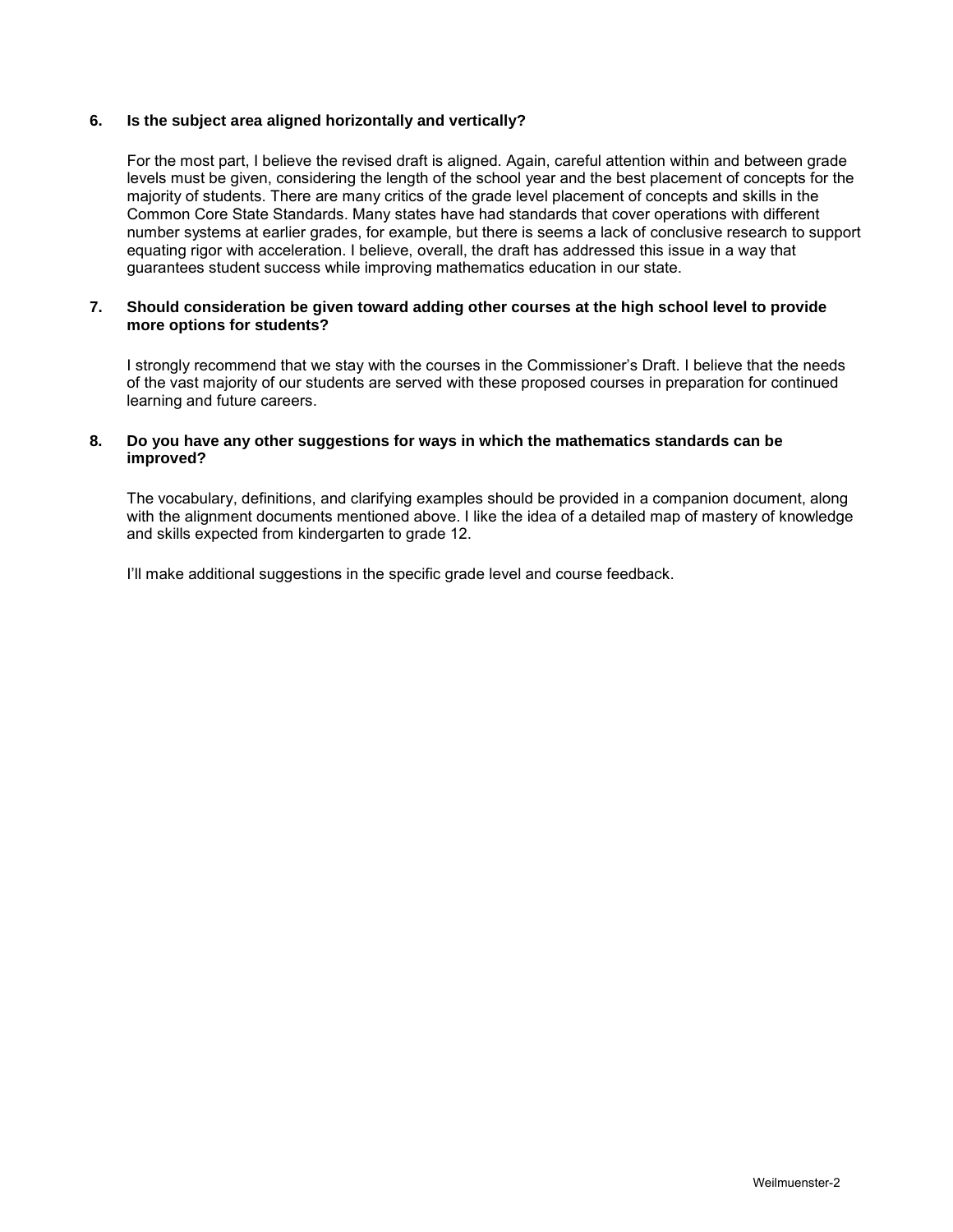**6. Is the subject area aligned horizontally and vertically?**

For the most part, I believe the revised draft is aligned. Again, careful attention within and between grade levels must be given, considering the length of the school year and the best placement of concepts for the majority of students. There are many critics of the grade level placement of concepts and skills in the Common Core State Standards. Many states have had standards that cover operations with different number systems at earlier grades, for example, but there is seems a lack of conclusive research to support equating rigor with acceleration. I believe, overall, the draft has addressed this issue in a way that guarantees student success while improving mathematics education in our state.

**7. Should consideration be given toward adding other courses at the high school level to provide more options for students?**

I strongly recommend that we stay with the courses in the Commissioner's Draft. I believe that the needs of the vast majority of our students are served with these proposed courses in preparation for continued learning and future careers.

**8. Do you have any other suggestions for ways in which the mathematics standards can be improved?**

The vocabulary, definitions, and clarifying examples should be provided in a companion document, along with the alignment documents mentioned above. I like the idea of a detailed map of mastery of knowledge and skills expected from kindergarten to grade 12.

I'll make additional suggestions in the specific grade level and course feedback.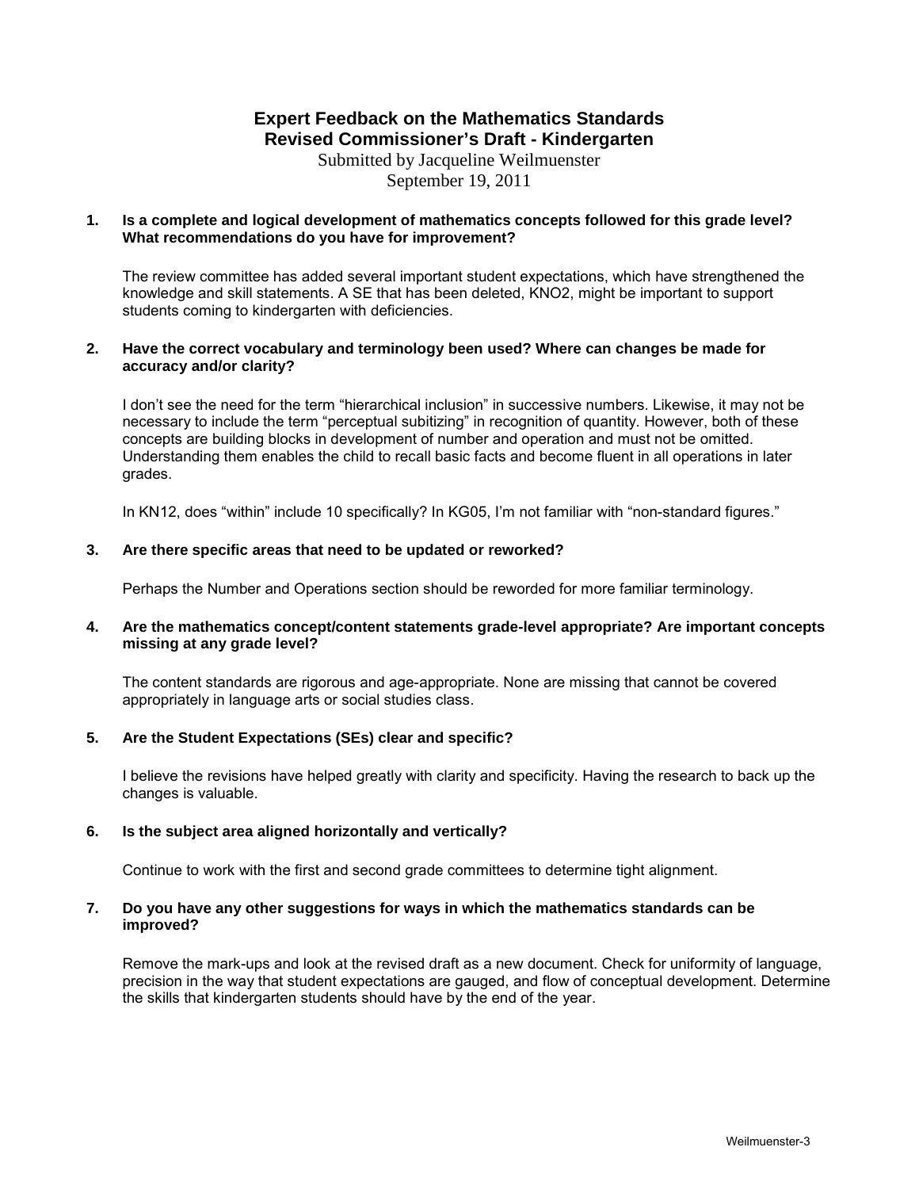# Expert Feedback on the Mathematics Standards
## Revised Commissioner's Draft - Kindergarten

Submitted by Jacqueline Weilmuenster
September 19, 2011

**1. Is a complete and logical development of mathematics concepts followed for this grade level? What recommendations do you have for improvement?**

The review committee has added several important student expectations, which have strengthened the knowledge and skill statements. A SE that has been deleted, KNO2, might be important to support students coming to kindergarten with deficiencies.

**2. Have the correct vocabulary and terminology been used? Where can changes be made for accuracy and/or clarity?**

I don't see the need for the term "hierarchical inclusion" in successive numbers. Likewise, it may not be necessary to include the term "perceptual subitizing" in recognition of quantity. However, both of these concepts are building blocks in development of number and operation and must not be omitted. Understanding them enables the child to recall basic facts and become fluent in all operations in later grades.

In KN12, does "within" include 10 specifically? In KG05, I'm not familiar with "non-standard figures."

**3. Are there specific areas that need to be updated or reworked?**

Perhaps the Number and Operations section should be reworded for more familiar terminology.

**4. Are the mathematics concept/content statements grade-level appropriate? Are important concepts missing at any grade level?**

The content standards are rigorous and age-appropriate. None are missing that cannot be covered appropriately in language arts or social studies class.

**5. Are the Student Expectations (SEs) clear and specific?**

I believe the revisions have helped greatly with clarity and specificity. Having the research to back up the changes is valuable.

**6. Is the subject area aligned horizontally and vertically?**

Continue to work with the first and second grade committees to determine tight alignment.

**7. Do you have any other suggestions for ways in which the mathematics standards can be improved?**

Remove the mark-ups and look at the revised draft as a new document. Check for uniformity of language, precision in the way that student expectations are gauged, and flow of conceptual development. Determine the skills that kindergarten students should have by the end of the year.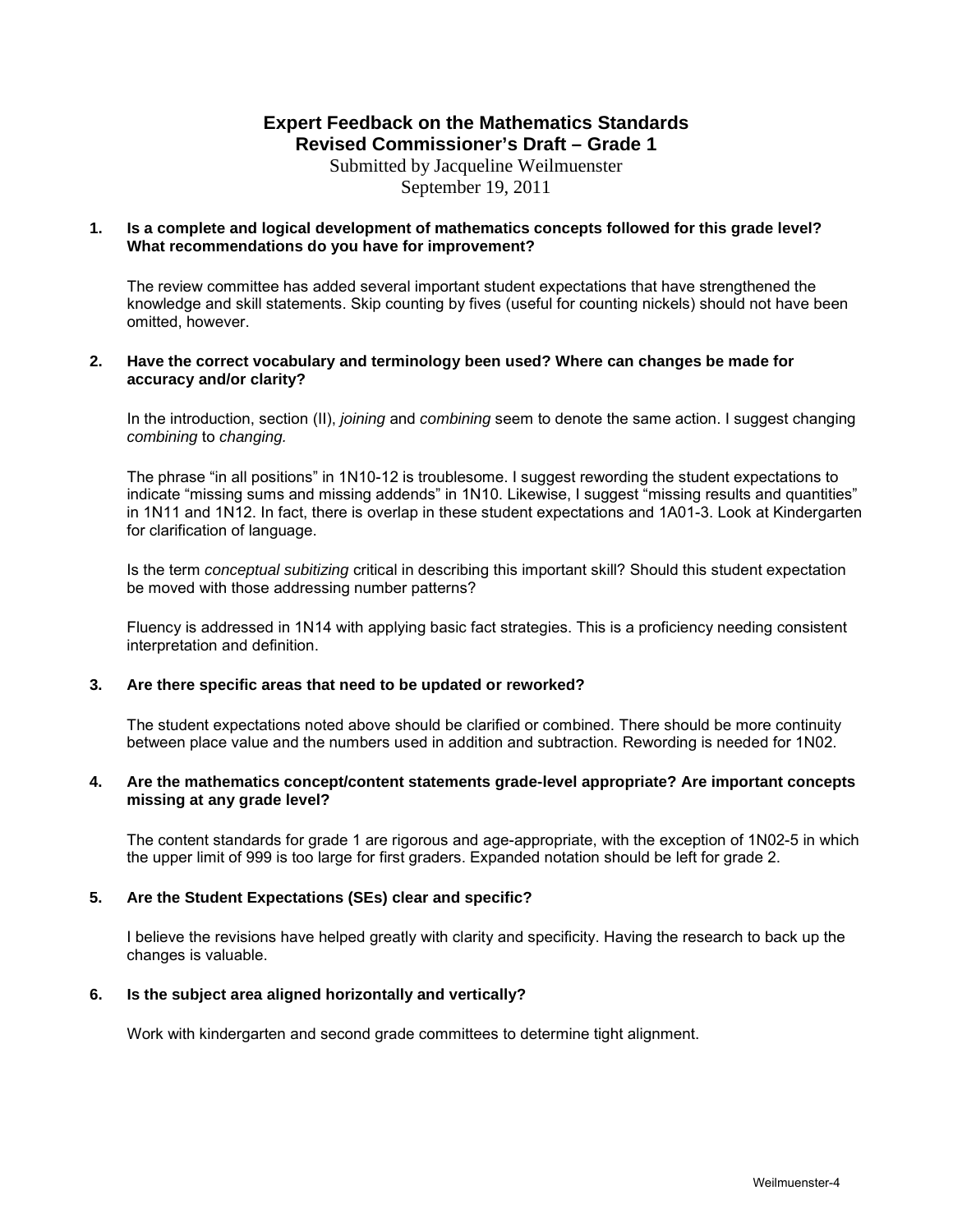# Expert Feedback on the Mathematics Standards
## Revised Commissioner's Draft – Grade 1

Submitted by Jacqueline Weilmuenster
September 19, 2011

**1. Is a complete and logical development of mathematics concepts followed for this grade level? What recommendations do you have for improvement?**

The review committee has added several important student expectations that have strengthened the knowledge and skill statements. Skip counting by fives (useful for counting nickels) should not have been omitted, however.

**2. Have the correct vocabulary and terminology been used? Where can changes be made for accuracy and/or clarity?**

In the introduction, section (II), *joining* and *combining* seem to denote the same action. I suggest changing *combining* to *changing.*

The phrase "in all positions" in 1N10-12 is troublesome. I suggest rewording the student expectations to indicate "missing sums and missing addends" in 1N10. Likewise, I suggest "missing results and quantities" in 1N11 and 1N12. In fact, there is overlap in these student expectations and 1A01-3. Look at Kindergarten for clarification of language.

Is the term *conceptual subitizing* critical in describing this important skill? Should this student expectation be moved with those addressing number patterns?

Fluency is addressed in 1N14 with applying basic fact strategies. This is a proficiency needing consistent interpretation and definition.

**3. Are there specific areas that need to be updated or reworked?**

The student expectations noted above should be clarified or combined. There should be more continuity between place value and the numbers used in addition and subtraction. Rewording is needed for 1N02.

**4. Are the mathematics concept/content statements grade-level appropriate? Are important concepts missing at any grade level?**

The content standards for grade 1 are rigorous and age-appropriate, with the exception of 1N02-5 in which the upper limit of 999 is too large for first graders. Expanded notation should be left for grade 2.

**5. Are the Student Expectations (SEs) clear and specific?**

I believe the revisions have helped greatly with clarity and specificity. Having the research to back up the changes is valuable.

**6. Is the subject area aligned horizontally and vertically?**

Work with kindergarten and second grade committees to determine tight alignment.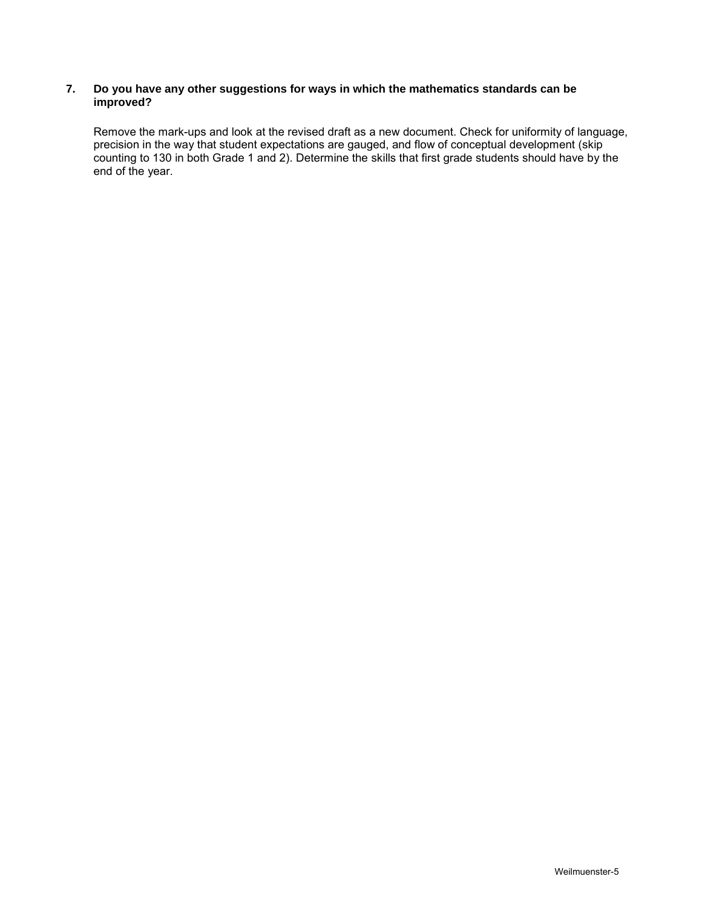**7. Do you have any other suggestions for ways in which the mathematics standards can be improved?**

Remove the mark-ups and look at the revised draft as a new document. Check for uniformity of language, precision in the way that student expectations are gauged, and flow of conceptual development (skip counting to 130 in both Grade 1 and 2). Determine the skills that first grade students should have by the end of the year.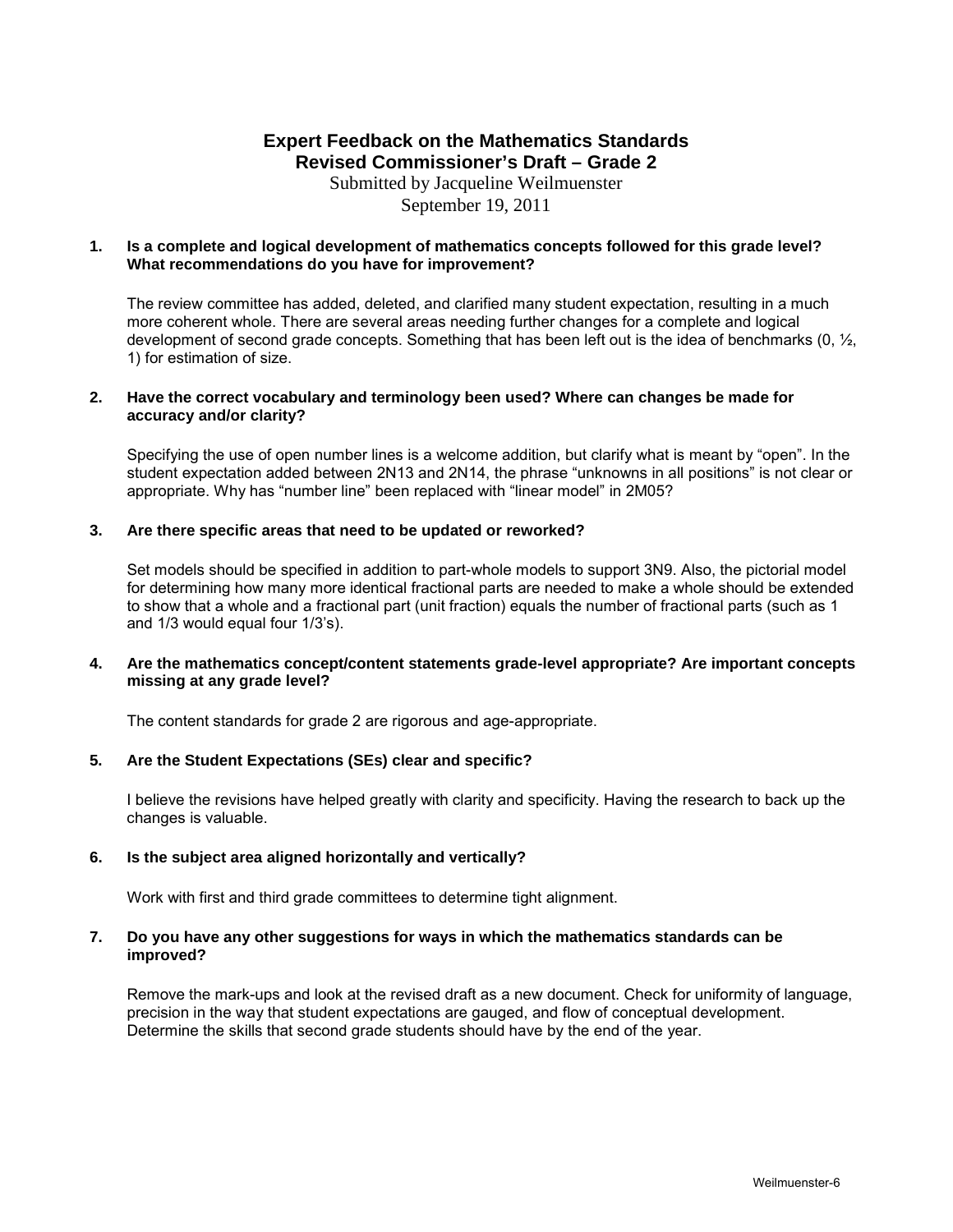# Expert Feedback on the Mathematics Standards
## Revised Commissioner's Draft – Grade 2

Submitted by Jacqueline Weilmuenster
September 19, 2011

**1. Is a complete and logical development of mathematics concepts followed for this grade level? What recommendations do you have for improvement?**

The review committee has added, deleted, and clarified many student expectation, resulting in a much more coherent whole. There are several areas needing further changes for a complete and logical development of second grade concepts. Something that has been left out is the idea of benchmarks (0, ½, 1) for estimation of size.

**2. Have the correct vocabulary and terminology been used? Where can changes be made for accuracy and/or clarity?**

Specifying the use of open number lines is a welcome addition, but clarify what is meant by "open". In the student expectation added between 2N13 and 2N14, the phrase "unknowns in all positions" is not clear or appropriate. Why has "number line" been replaced with "linear model" in 2M05?

**3. Are there specific areas that need to be updated or reworked?**

Set models should be specified in addition to part-whole models to support 3N9. Also, the pictorial model for determining how many more identical fractional parts are needed to make a whole should be extended to show that a whole and a fractional part (unit fraction) equals the number of fractional parts (such as 1 and 1/3 would equal four 1/3's).

**4. Are the mathematics concept/content statements grade-level appropriate? Are important concepts missing at any grade level?**

The content standards for grade 2 are rigorous and age-appropriate.

**5. Are the Student Expectations (SEs) clear and specific?**

I believe the revisions have helped greatly with clarity and specificity. Having the research to back up the changes is valuable.

**6. Is the subject area aligned horizontally and vertically?**

Work with first and third grade committees to determine tight alignment.

**7. Do you have any other suggestions for ways in which the mathematics standards can be improved?**

Remove the mark-ups and look at the revised draft as a new document. Check for uniformity of language, precision in the way that student expectations are gauged, and flow of conceptual development. Determine the skills that second grade students should have by the end of the year.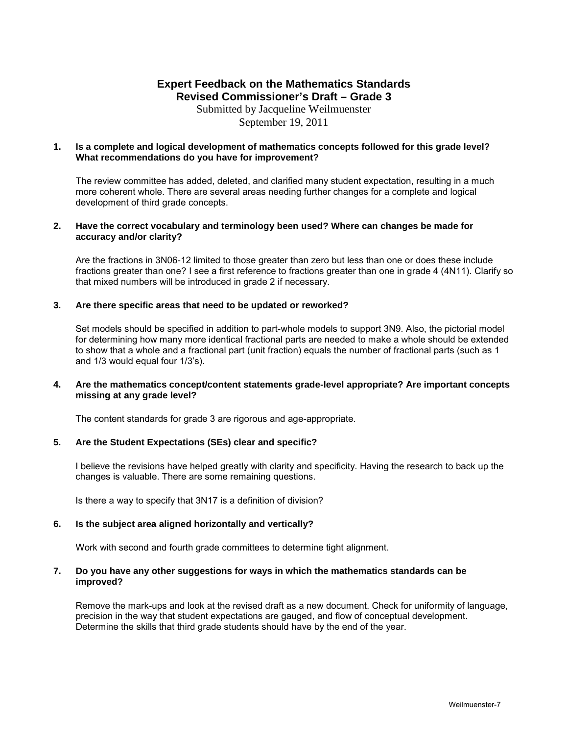# Expert Feedback on the Mathematics Standards

## Revised Commissioner's Draft – Grade 3

Submitted by Jacqueline Weilmuenster

September 19, 2011

**1. Is a complete and logical development of mathematics concepts followed for this grade level? What recommendations do you have for improvement?**

The review committee has added, deleted, and clarified many student expectation, resulting in a much more coherent whole. There are several areas needing further changes for a complete and logical development of third grade concepts.

**2. Have the correct vocabulary and terminology been used? Where can changes be made for accuracy and/or clarity?**

Are the fractions in 3N06-12 limited to those greater than zero but less than one or does these include fractions greater than one? I see a first reference to fractions greater than one in grade 4 (4N11). Clarify so that mixed numbers will be introduced in grade 2 if necessary.

**3. Are there specific areas that need to be updated or reworked?**

Set models should be specified in addition to part-whole models to support 3N9. Also, the pictorial model for determining how many more identical fractional parts are needed to make a whole should be extended to show that a whole and a fractional part (unit fraction) equals the number of fractional parts (such as 1 and 1/3 would equal four 1/3's).

**4. Are the mathematics concept/content statements grade-level appropriate? Are important concepts missing at any grade level?**

The content standards for grade 3 are rigorous and age-appropriate.

**5. Are the Student Expectations (SEs) clear and specific?**

I believe the revisions have helped greatly with clarity and specificity. Having the research to back up the changes is valuable. There are some remaining questions.

Is there a way to specify that 3N17 is a definition of division?

**6. Is the subject area aligned horizontally and vertically?**

Work with second and fourth grade committees to determine tight alignment.

**7. Do you have any other suggestions for ways in which the mathematics standards can be improved?**

Remove the mark-ups and look at the revised draft as a new document. Check for uniformity of language, precision in the way that student expectations are gauged, and flow of conceptual development. Determine the skills that third grade students should have by the end of the year.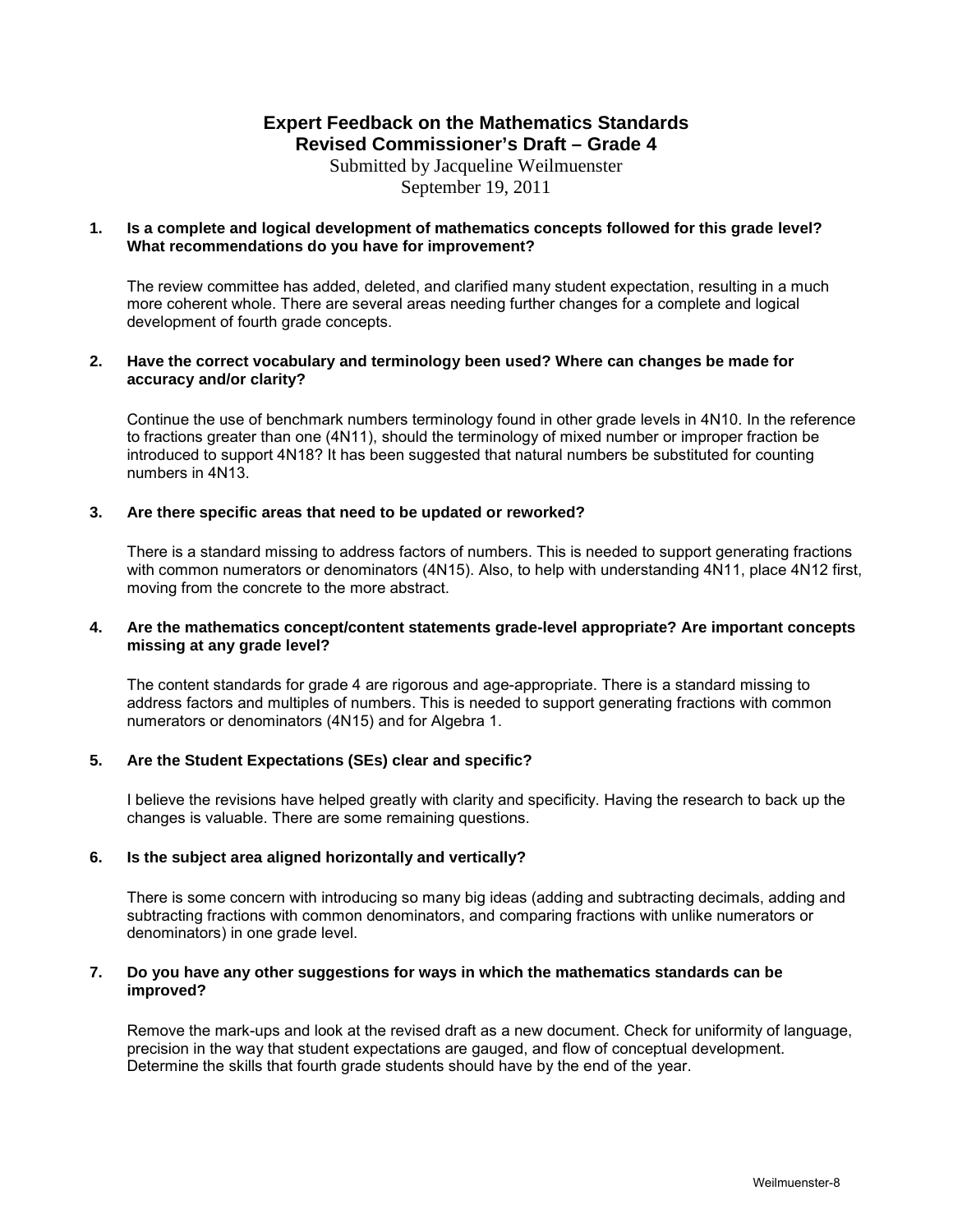# Expert Feedback on the Mathematics Standards
## Revised Commissioner's Draft – Grade 4

Submitted by Jacqueline Weilmuenster
September 19, 2011

**1. Is a complete and logical development of mathematics concepts followed for this grade level? What recommendations do you have for improvement?**

The review committee has added, deleted, and clarified many student expectation, resulting in a much more coherent whole. There are several areas needing further changes for a complete and logical development of fourth grade concepts.

**2. Have the correct vocabulary and terminology been used? Where can changes be made for accuracy and/or clarity?**

Continue the use of benchmark numbers terminology found in other grade levels in 4N10. In the reference to fractions greater than one (4N11), should the terminology of mixed number or improper fraction be introduced to support 4N18? It has been suggested that natural numbers be substituted for counting numbers in 4N13.

**3. Are there specific areas that need to be updated or reworked?**

There is a standard missing to address factors of numbers. This is needed to support generating fractions with common numerators or denominators (4N15). Also, to help with understanding 4N11, place 4N12 first, moving from the concrete to the more abstract.

**4. Are the mathematics concept/content statements grade-level appropriate? Are important concepts missing at any grade level?**

The content standards for grade 4 are rigorous and age-appropriate. There is a standard missing to address factors and multiples of numbers. This is needed to support generating fractions with common numerators or denominators (4N15) and for Algebra 1.

**5. Are the Student Expectations (SEs) clear and specific?**

I believe the revisions have helped greatly with clarity and specificity. Having the research to back up the changes is valuable. There are some remaining questions.

**6. Is the subject area aligned horizontally and vertically?**

There is some concern with introducing so many big ideas (adding and subtracting decimals, adding and subtracting fractions with common denominators, and comparing fractions with unlike numerators or denominators) in one grade level.

**7. Do you have any other suggestions for ways in which the mathematics standards can be improved?**

Remove the mark-ups and look at the revised draft as a new document. Check for uniformity of language, precision in the way that student expectations are gauged, and flow of conceptual development. Determine the skills that fourth grade students should have by the end of the year.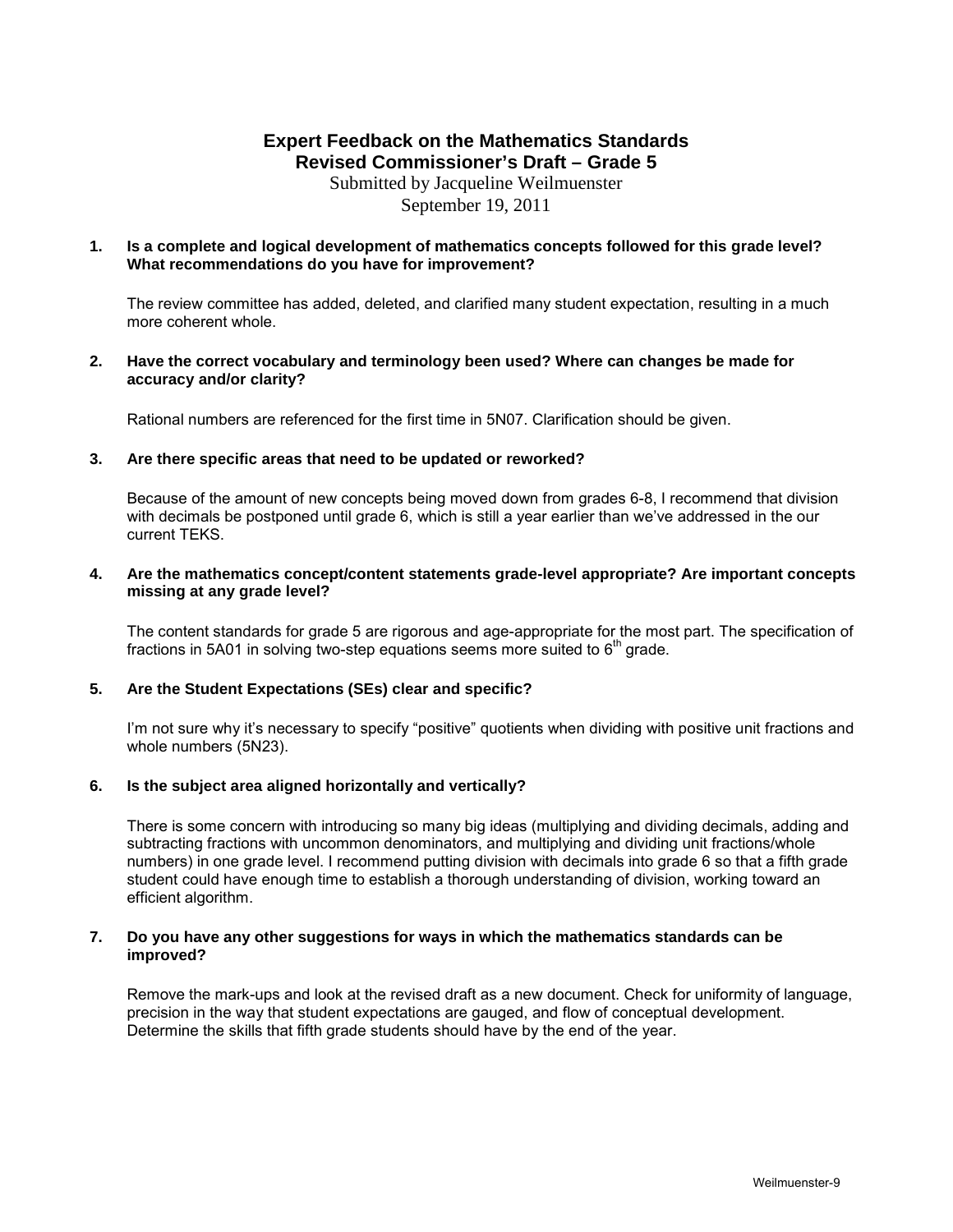# Expert Feedback on the Mathematics Standards
## Revised Commissioner's Draft – Grade 5

Submitted by Jacqueline Weilmuenster
September 19, 2011

**1. Is a complete and logical development of mathematics concepts followed for this grade level? What recommendations do you have for improvement?**

The review committee has added, deleted, and clarified many student expectation, resulting in a much more coherent whole.

**2. Have the correct vocabulary and terminology been used? Where can changes be made for accuracy and/or clarity?**

Rational numbers are referenced for the first time in 5N07. Clarification should be given.

**3. Are there specific areas that need to be updated or reworked?**

Because of the amount of new concepts being moved down from grades 6-8, I recommend that division with decimals be postponed until grade 6, which is still a year earlier than we've addressed in the our current TEKS.

**4. Are the mathematics concept/content statements grade-level appropriate? Are important concepts missing at any grade level?**

The content standards for grade 5 are rigorous and age-appropriate for the most part. The specification of fractions in 5A01 in solving two-step equations seems more suited to 6th grade.

**5. Are the Student Expectations (SEs) clear and specific?**

I'm not sure why it's necessary to specify "positive" quotients when dividing with positive unit fractions and whole numbers (5N23).

**6. Is the subject area aligned horizontally and vertically?**

There is some concern with introducing so many big ideas (multiplying and dividing decimals, adding and subtracting fractions with uncommon denominators, and multiplying and dividing unit fractions/whole numbers) in one grade level. I recommend putting division with decimals into grade 6 so that a fifth grade student could have enough time to establish a thorough understanding of division, working toward an efficient algorithm.

**7. Do you have any other suggestions for ways in which the mathematics standards can be improved?**

Remove the mark-ups and look at the revised draft as a new document. Check for uniformity of language, precision in the way that student expectations are gauged, and flow of conceptual development. Determine the skills that fifth grade students should have by the end of the year.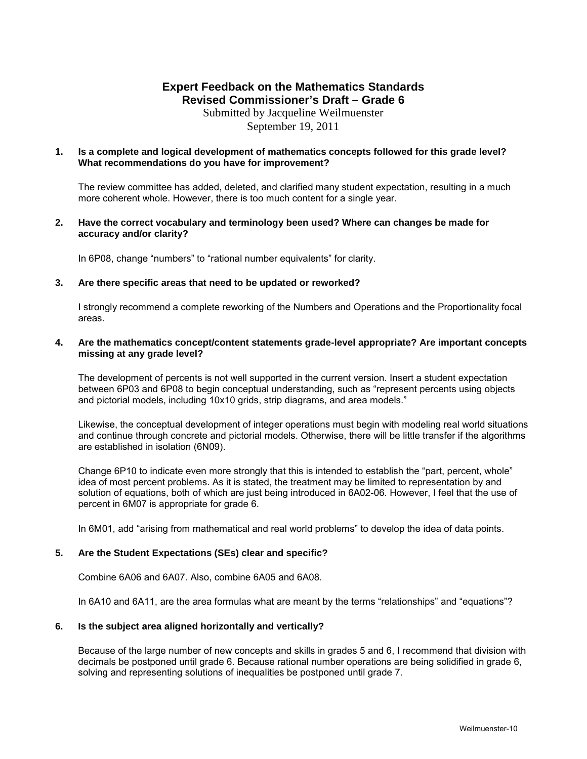# Expert Feedback on the Mathematics Standards
## Revised Commissioner's Draft – Grade 6

Submitted by Jacqueline Weilmuenster
September 19, 2011

**1. Is a complete and logical development of mathematics concepts followed for this grade level? What recommendations do you have for improvement?**

The review committee has added, deleted, and clarified many student expectation, resulting in a much more coherent whole. However, there is too much content for a single year.

**2. Have the correct vocabulary and terminology been used? Where can changes be made for accuracy and/or clarity?**

In 6P08, change "numbers" to "rational number equivalents" for clarity.

**3. Are there specific areas that need to be updated or reworked?**

I strongly recommend a complete reworking of the Numbers and Operations and the Proportionality focal areas.

**4. Are the mathematics concept/content statements grade-level appropriate? Are important concepts missing at any grade level?**

The development of percents is not well supported in the current version. Insert a student expectation between 6P03 and 6P08 to begin conceptual understanding, such as "represent percents using objects and pictorial models, including 10x10 grids, strip diagrams, and area models."

Likewise, the conceptual development of integer operations must begin with modeling real world situations and continue through concrete and pictorial models. Otherwise, there will be little transfer if the algorithms are established in isolation (6N09).

Change 6P10 to indicate even more strongly that this is intended to establish the "part, percent, whole" idea of most percent problems. As it is stated, the treatment may be limited to representation by and solution of equations, both of which are just being introduced in 6A02-06. However, I feel that the use of percent in 6M07 is appropriate for grade 6.

In 6M01, add "arising from mathematical and real world problems" to develop the idea of data points.

**5. Are the Student Expectations (SEs) clear and specific?**

Combine 6A06 and 6A07. Also, combine 6A05 and 6A08.

In 6A10 and 6A11, are the area formulas what are meant by the terms "relationships" and "equations"?

**6. Is the subject area aligned horizontally and vertically?**

Because of the large number of new concepts and skills in grades 5 and 6, I recommend that division with decimals be postponed until grade 6. Because rational number operations are being solidified in grade 6, solving and representing solutions of inequalities be postponed until grade 7.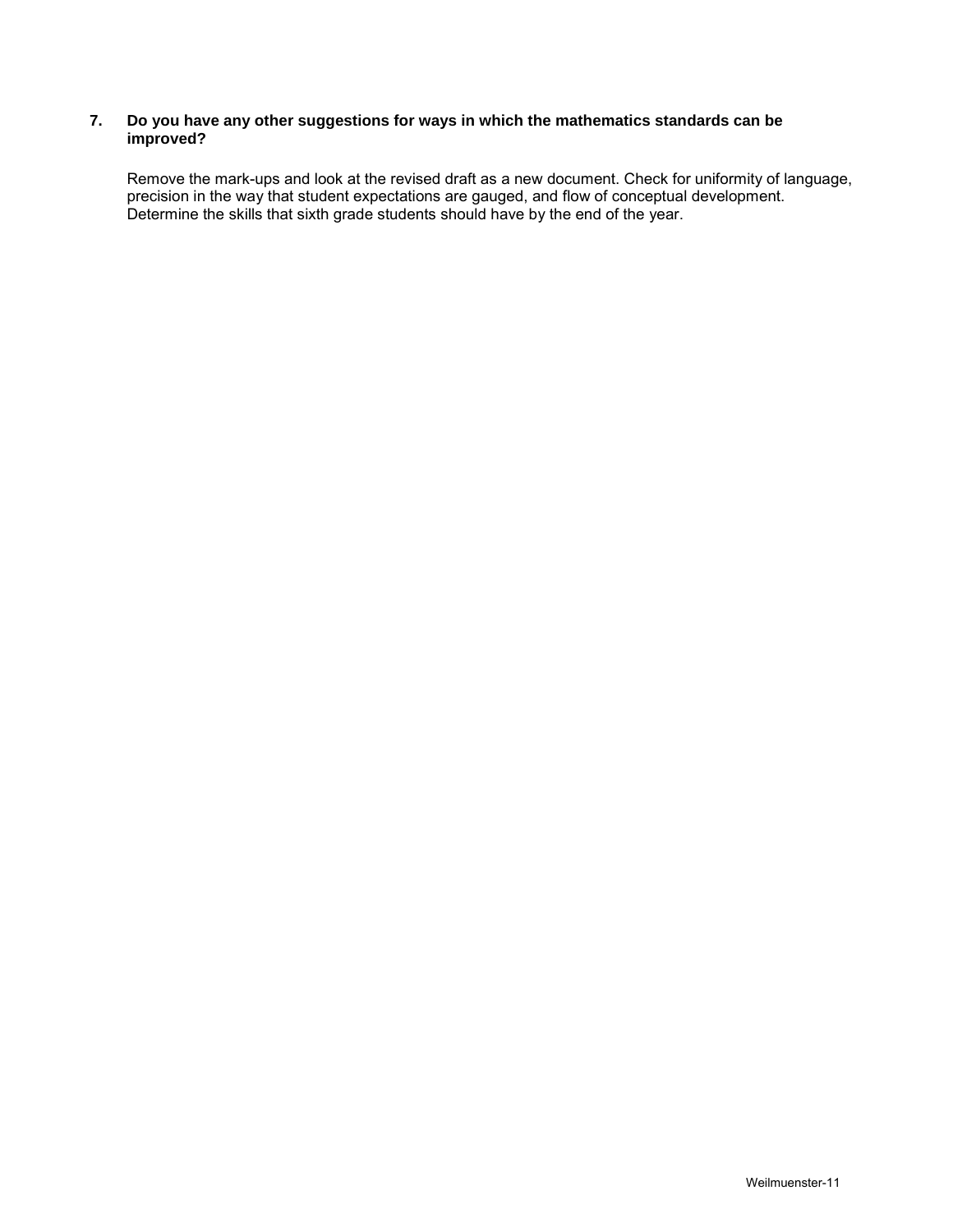**7. Do you have any other suggestions for ways in which the mathematics standards can be improved?**

Remove the mark-ups and look at the revised draft as a new document. Check for uniformity of language, precision in the way that student expectations are gauged, and flow of conceptual development. Determine the skills that sixth grade students should have by the end of the year.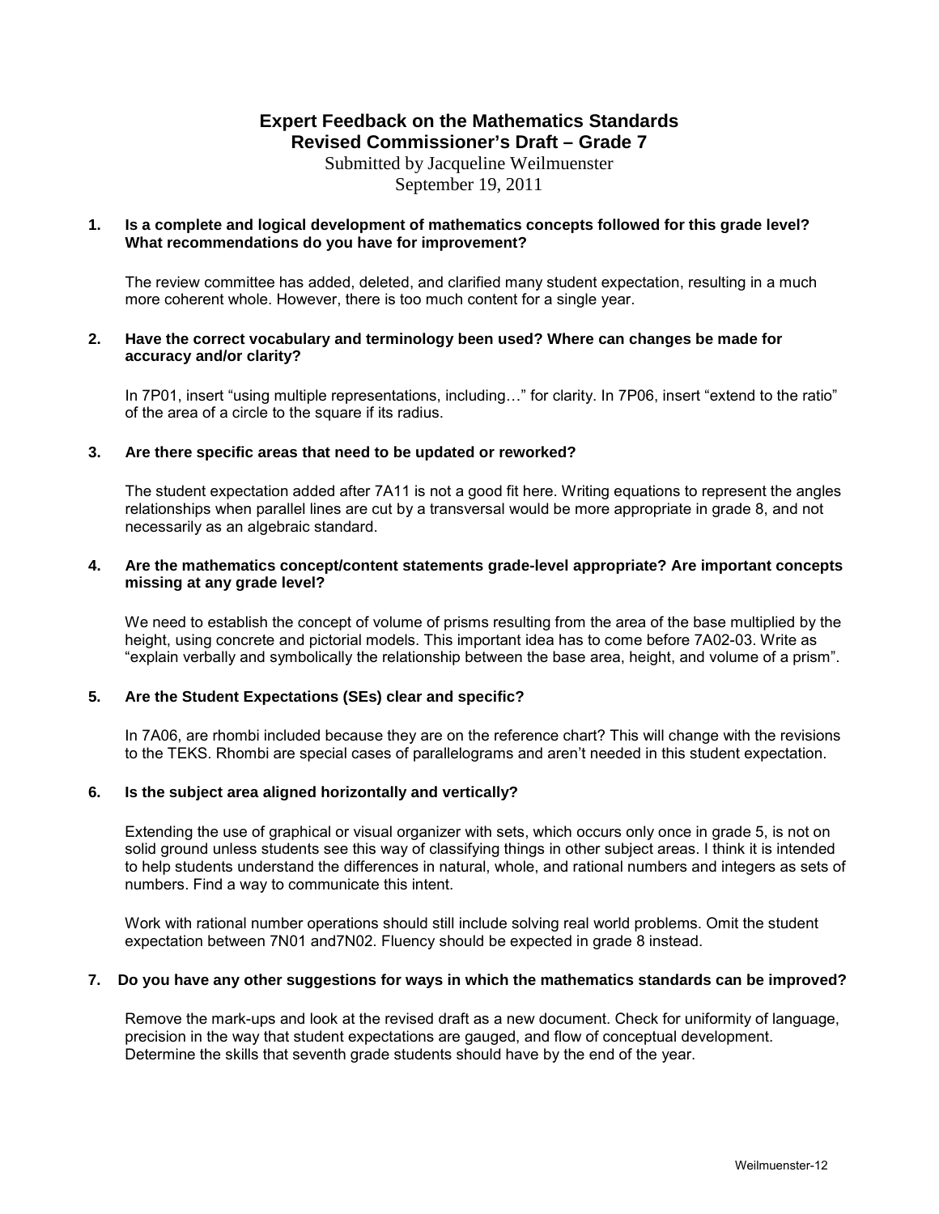# Expert Feedback on the Mathematics Standards
## Revised Commissioner's Draft – Grade 7

Submitted by Jacqueline Weilmuenster
September 19, 2011

**1. Is a complete and logical development of mathematics concepts followed for this grade level? What recommendations do you have for improvement?**

The review committee has added, deleted, and clarified many student expectation, resulting in a much more coherent whole. However, there is too much content for a single year.

**2. Have the correct vocabulary and terminology been used? Where can changes be made for accuracy and/or clarity?**

In 7P01, insert "using multiple representations, including…" for clarity. In 7P06, insert "extend to the ratio" of the area of a circle to the square if its radius.

**3. Are there specific areas that need to be updated or reworked?**

The student expectation added after 7A11 is not a good fit here. Writing equations to represent the angles relationships when parallel lines are cut by a transversal would be more appropriate in grade 8, and not necessarily as an algebraic standard.

**4. Are the mathematics concept/content statements grade-level appropriate? Are important concepts missing at any grade level?**

We need to establish the concept of volume of prisms resulting from the area of the base multiplied by the height, using concrete and pictorial models. This important idea has to come before 7A02-03. Write as "explain verbally and symbolically the relationship between the base area, height, and volume of a prism".

**5. Are the Student Expectations (SEs) clear and specific?**

In 7A06, are rhombi included because they are on the reference chart? This will change with the revisions to the TEKS. Rhombi are special cases of parallelograms and aren't needed in this student expectation.

**6. Is the subject area aligned horizontally and vertically?**

Extending the use of graphical or visual organizer with sets, which occurs only once in grade 5, is not on solid ground unless students see this way of classifying things in other subject areas. I think it is intended to help students understand the differences in natural, whole, and rational numbers and integers as sets of numbers. Find a way to communicate this intent.

Work with rational number operations should still include solving real world problems. Omit the student expectation between 7N01 and7N02. Fluency should be expected in grade 8 instead.

**7. Do you have any other suggestions for ways in which the mathematics standards can be improved?**

Remove the mark-ups and look at the revised draft as a new document. Check for uniformity of language, precision in the way that student expectations are gauged, and flow of conceptual development. Determine the skills that seventh grade students should have by the end of the year.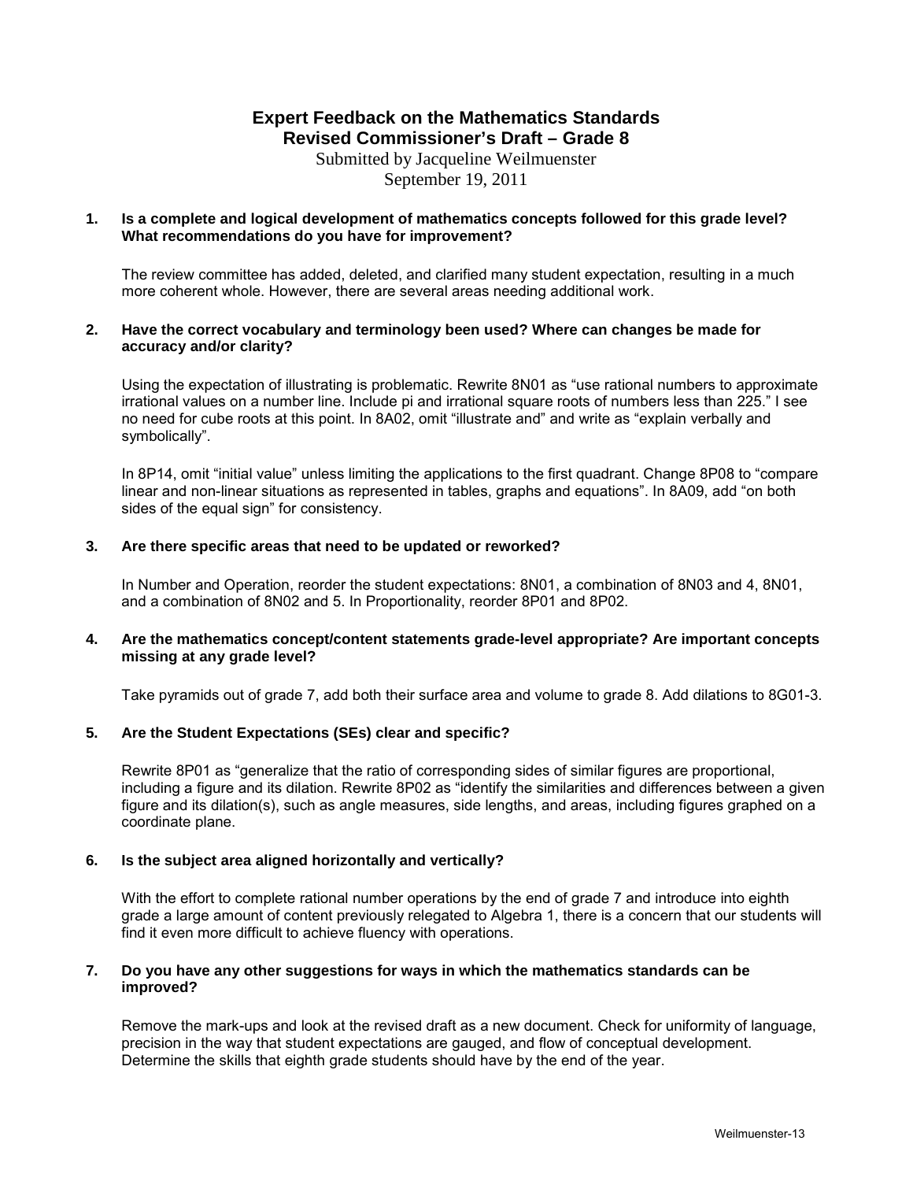# Expert Feedback on the Mathematics Standards
## Revised Commissioner's Draft – Grade 8

Submitted by Jacqueline Weilmuenster
September 19, 2011

**1. Is a complete and logical development of mathematics concepts followed for this grade level? What recommendations do you have for improvement?**

The review committee has added, deleted, and clarified many student expectation, resulting in a much more coherent whole. However, there are several areas needing additional work.

**2. Have the correct vocabulary and terminology been used? Where can changes be made for accuracy and/or clarity?**

Using the expectation of illustrating is problematic. Rewrite 8N01 as "use rational numbers to approximate irrational values on a number line. Include pi and irrational square roots of numbers less than 225." I see no need for cube roots at this point. In 8A02, omit "illustrate and" and write as "explain verbally and symbolically".

In 8P14, omit "initial value" unless limiting the applications to the first quadrant. Change 8P08 to "compare linear and non-linear situations as represented in tables, graphs and equations". In 8A09, add "on both sides of the equal sign" for consistency.

**3. Are there specific areas that need to be updated or reworked?**

In Number and Operation, reorder the student expectations: 8N01, a combination of 8N03 and 4, 8N01, and a combination of 8N02 and 5. In Proportionality, reorder 8P01 and 8P02.

**4. Are the mathematics concept/content statements grade-level appropriate? Are important concepts missing at any grade level?**

Take pyramids out of grade 7, add both their surface area and volume to grade 8. Add dilations to 8G01-3.

**5. Are the Student Expectations (SEs) clear and specific?**

Rewrite 8P01 as "generalize that the ratio of corresponding sides of similar figures are proportional, including a figure and its dilation. Rewrite 8P02 as "identify the similarities and differences between a given figure and its dilation(s), such as angle measures, side lengths, and areas, including figures graphed on a coordinate plane.

**6. Is the subject area aligned horizontally and vertically?**

With the effort to complete rational number operations by the end of grade 7 and introduce into eighth grade a large amount of content previously relegated to Algebra 1, there is a concern that our students will find it even more difficult to achieve fluency with operations.

**7. Do you have any other suggestions for ways in which the mathematics standards can be improved?**

Remove the mark-ups and look at the revised draft as a new document. Check for uniformity of language, precision in the way that student expectations are gauged, and flow of conceptual development. Determine the skills that eighth grade students should have by the end of the year.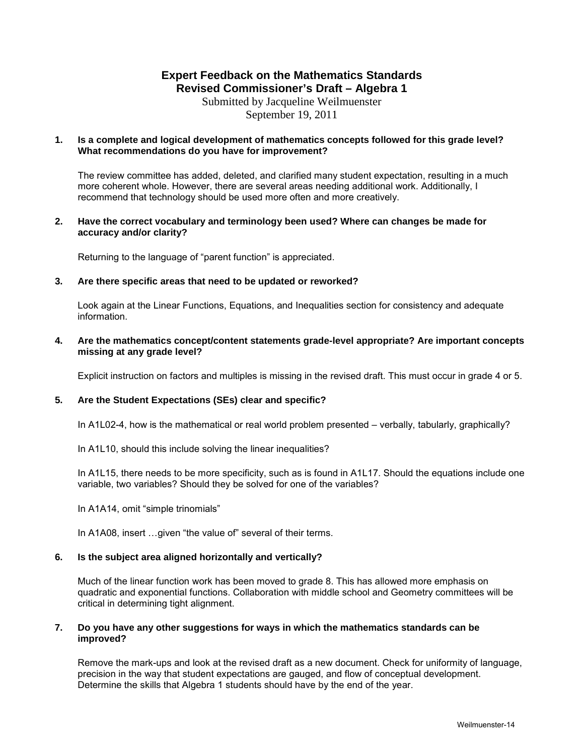# Expert Feedback on the Mathematics Standards
## Revised Commissioner's Draft – Algebra 1

Submitted by Jacqueline Weilmuenster
September 19, 2011

**1. Is a complete and logical development of mathematics concepts followed for this grade level? What recommendations do you have for improvement?**

The review committee has added, deleted, and clarified many student expectation, resulting in a much more coherent whole. However, there are several areas needing additional work. Additionally, I recommend that technology should be used more often and more creatively.

**2. Have the correct vocabulary and terminology been used? Where can changes be made for accuracy and/or clarity?**

Returning to the language of "parent function" is appreciated.

**3. Are there specific areas that need to be updated or reworked?**

Look again at the Linear Functions, Equations, and Inequalities section for consistency and adequate information.

**4. Are the mathematics concept/content statements grade-level appropriate? Are important concepts missing at any grade level?**

Explicit instruction on factors and multiples is missing in the revised draft. This must occur in grade 4 or 5.

**5. Are the Student Expectations (SEs) clear and specific?**

In A1L02-4, how is the mathematical or real world problem presented – verbally, tabularly, graphically?

In A1L10, should this include solving the linear inequalities?

In A1L15, there needs to be more specificity, such as is found in A1L17. Should the equations include one variable, two variables? Should they be solved for one of the variables?

In A1A14, omit "simple trinomials"

In A1A08, insert …given "the value of" several of their terms.

**6. Is the subject area aligned horizontally and vertically?**

Much of the linear function work has been moved to grade 8. This has allowed more emphasis on quadratic and exponential functions. Collaboration with middle school and Geometry committees will be critical in determining tight alignment.

**7. Do you have any other suggestions for ways in which the mathematics standards can be improved?**

Remove the mark-ups and look at the revised draft as a new document. Check for uniformity of language, precision in the way that student expectations are gauged, and flow of conceptual development. Determine the skills that Algebra 1 students should have by the end of the year.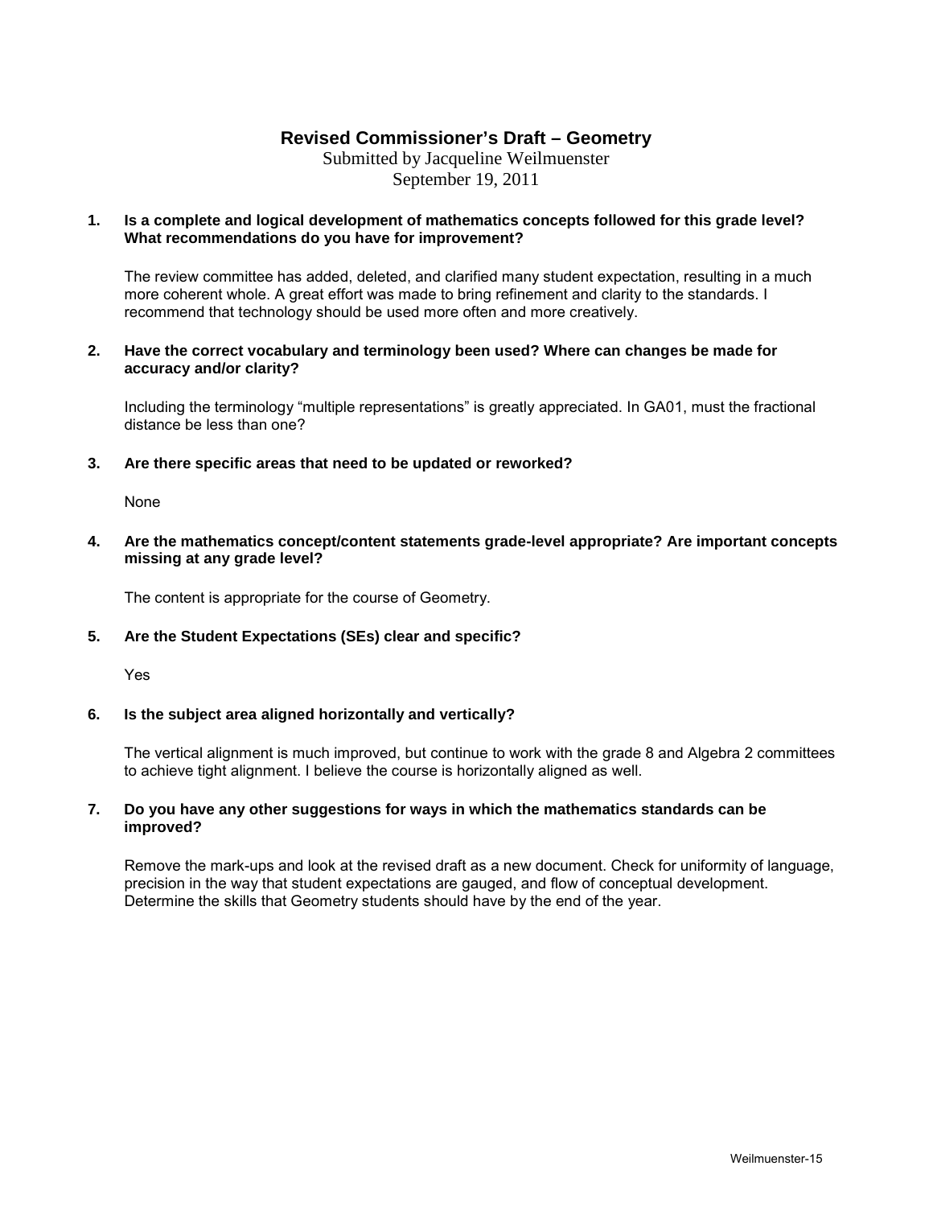# Revised Commissioner's Draft – Geometry

Submitted by Jacqueline Weilmuenster
September 19, 2011

**1. Is a complete and logical development of mathematics concepts followed for this grade level? What recommendations do you have for improvement?**

The review committee has added, deleted, and clarified many student expectation, resulting in a much more coherent whole. A great effort was made to bring refinement and clarity to the standards. I recommend that technology should be used more often and more creatively.

**2. Have the correct vocabulary and terminology been used? Where can changes be made for accuracy and/or clarity?**

Including the terminology "multiple representations" is greatly appreciated. In GA01, must the fractional distance be less than one?

**3. Are there specific areas that need to be updated or reworked?**

None

**4. Are the mathematics concept/content statements grade-level appropriate? Are important concepts missing at any grade level?**

The content is appropriate for the course of Geometry.

**5. Are the Student Expectations (SEs) clear and specific?**

Yes

**6. Is the subject area aligned horizontally and vertically?**

The vertical alignment is much improved, but continue to work with the grade 8 and Algebra 2 committees to achieve tight alignment. I believe the course is horizontally aligned as well.

**7. Do you have any other suggestions for ways in which the mathematics standards can be improved?**

Remove the mark-ups and look at the revised draft as a new document. Check for uniformity of language, precision in the way that student expectations are gauged, and flow of conceptual development. Determine the skills that Geometry students should have by the end of the year.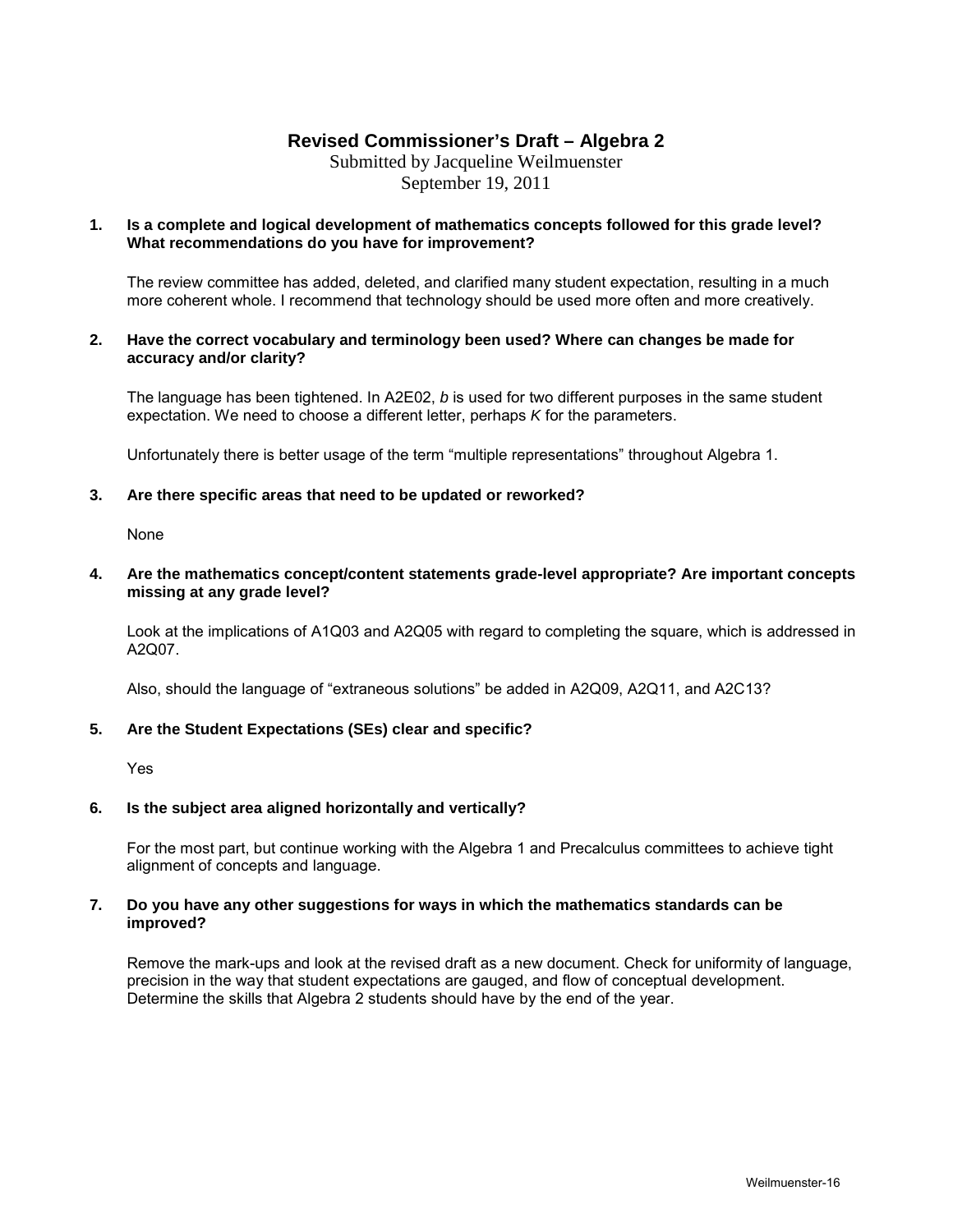# Revised Commissioner's Draft – Algebra 2

Submitted by Jacqueline Weilmuenster
September 19, 2011

**1. Is a complete and logical development of mathematics concepts followed for this grade level? What recommendations do you have for improvement?**

The review committee has added, deleted, and clarified many student expectation, resulting in a much more coherent whole. I recommend that technology should be used more often and more creatively.

**2. Have the correct vocabulary and terminology been used? Where can changes be made for accuracy and/or clarity?**

The language has been tightened. In A2E02, *b* is used for two different purposes in the same student expectation. We need to choose a different letter, perhaps *K* for the parameters.

Unfortunately there is better usage of the term "multiple representations" throughout Algebra 1.

**3. Are there specific areas that need to be updated or reworked?**

None

**4. Are the mathematics concept/content statements grade-level appropriate? Are important concepts missing at any grade level?**

Look at the implications of A1Q03 and A2Q05 with regard to completing the square, which is addressed in A2Q07.

Also, should the language of "extraneous solutions" be added in A2Q09, A2Q11, and A2C13?

**5. Are the Student Expectations (SEs) clear and specific?**

Yes

**6. Is the subject area aligned horizontally and vertically?**

For the most part, but continue working with the Algebra 1 and Precalculus committees to achieve tight alignment of concepts and language.

**7. Do you have any other suggestions for ways in which the mathematics standards can be improved?**

Remove the mark-ups and look at the revised draft as a new document. Check for uniformity of language, precision in the way that student expectations are gauged, and flow of conceptual development. Determine the skills that Algebra 2 students should have by the end of the year.